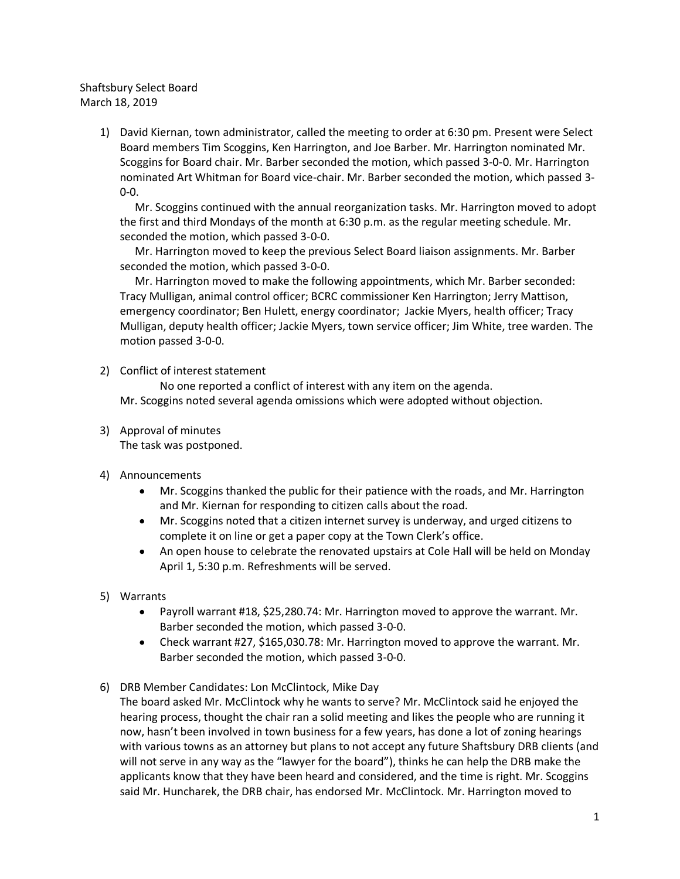Shaftsbury Select Board
March 18, 2019

1) David Kiernan, town administrator, called the meeting to order at 6:30 pm. Present were Select Board members Tim Scoggins, Ken Harrington, and Joe Barber. Mr. Harrington nominated Mr. Scoggins for Board chair. Mr. Barber seconded the motion, which passed 3-0-0. Mr. Harrington nominated Art Whitman for Board vice-chair. Mr. Barber seconded the motion, which passed 3-0-0.

   Mr. Scoggins continued with the annual reorganization tasks. Mr. Harrington moved to adopt the first and third Mondays of the month at 6:30 p.m. as the regular meeting schedule. Mr. seconded the motion, which passed 3-0-0.

   Mr. Harrington moved to keep the previous Select Board liaison assignments. Mr. Barber seconded the motion, which passed 3-0-0.

   Mr. Harrington moved to make the following appointments, which Mr. Barber seconded: Tracy Mulligan, animal control officer; BCRC commissioner Ken Harrington; Jerry Mattison, emergency coordinator; Ben Hulett, energy coordinator; Jackie Myers, health officer; Tracy Mulligan, deputy health officer; Jackie Myers, town service officer; Jim White, tree warden. The motion passed 3-0-0.

2) Conflict of interest statement

   No one reported a conflict of interest with any item on the agenda.

   Mr. Scoggins noted several agenda omissions which were adopted without objection.

3) Approval of minutes

   The task was postponed.

4) Announcements
   - Mr. Scoggins thanked the public for their patience with the roads, and Mr. Harrington and Mr. Kiernan for responding to citizen calls about the road.
   - Mr. Scoggins noted that a citizen internet survey is underway, and urged citizens to complete it on line or get a paper copy at the Town Clerk's office.
   - An open house to celebrate the renovated upstairs at Cole Hall will be held on Monday April 1, 5:30 p.m. Refreshments will be served.

5) Warrants
   - Payroll warrant #18, $25,280.74: Mr. Harrington moved to approve the warrant. Mr. Barber seconded the motion, which passed 3-0-0.
   - Check warrant #27, $165,030.78: Mr. Harrington moved to approve the warrant. Mr. Barber seconded the motion, which passed 3-0-0.

6) DRB Member Candidates: Lon McClintock, Mike Day

   The board asked Mr. McClintock why he wants to serve? Mr. McClintock said he enjoyed the hearing process, thought the chair ran a solid meeting and likes the people who are running it now, hasn't been involved in town business for a few years, has done a lot of zoning hearings with various towns as an attorney but plans to not accept any future Shaftsbury DRB clients (and will not serve in any way as the "lawyer for the board"), thinks he can help the DRB make the applicants know that they have been heard and considered, and the time is right. Mr. Scoggins said Mr. Huncharek, the DRB chair, has endorsed Mr. McClintock. Mr. Harrington moved to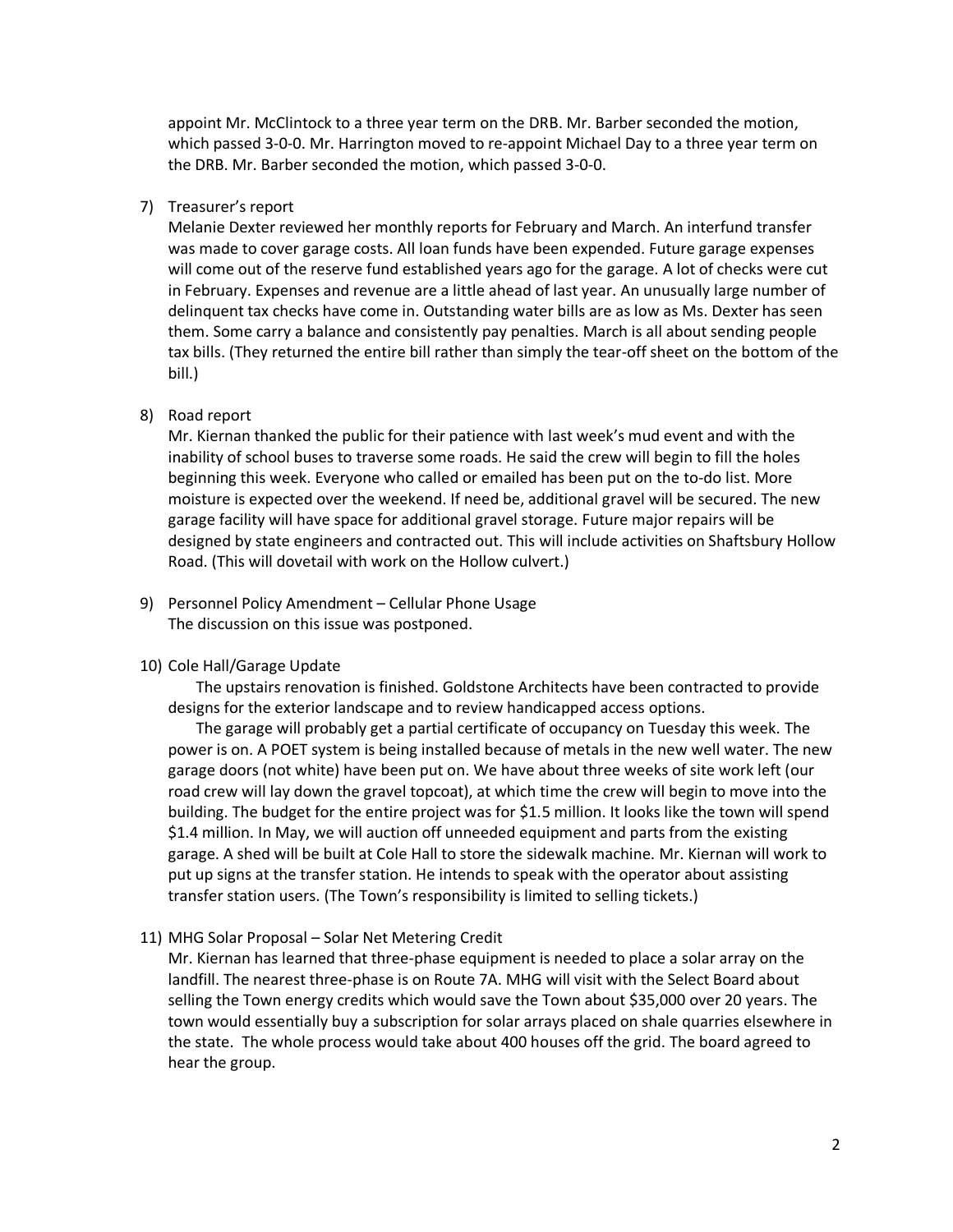appoint Mr. McClintock to a three year term on the DRB. Mr. Barber seconded the motion, which passed 3-0-0. Mr. Harrington moved to re-appoint Michael Day to a three year term on the DRB. Mr. Barber seconded the motion, which passed 3-0-0.

7) Treasurer's report
   Melanie Dexter reviewed her monthly reports for February and March. An interfund transfer was made to cover garage costs. All loan funds have been expended. Future garage expenses will come out of the reserve fund established years ago for the garage. A lot of checks were cut in February. Expenses and revenue are a little ahead of last year. An unusually large number of delinquent tax checks have come in. Outstanding water bills are as low as Ms. Dexter has seen them. Some carry a balance and consistently pay penalties. March is all about sending people tax bills. (They returned the entire bill rather than simply the tear-off sheet on the bottom of the bill.)

8) Road report
   Mr. Kiernan thanked the public for their patience with last week's mud event and with the inability of school buses to traverse some roads. He said the crew will begin to fill the holes beginning this week. Everyone who called or emailed has been put on the to-do list. More moisture is expected over the weekend. If need be, additional gravel will be secured. The new garage facility will have space for additional gravel storage. Future major repairs will be designed by state engineers and contracted out. This will include activities on Shaftsbury Hollow Road. (This will dovetail with work on the Hollow culvert.)

9) Personnel Policy Amendment – Cellular Phone Usage
   The discussion on this issue was postponed.

10) Cole Hall/Garage Update
    The upstairs renovation is finished. Goldstone Architects have been contracted to provide designs for the exterior landscape and to review handicapped access options.
    The garage will probably get a partial certificate of occupancy on Tuesday this week. The power is on. A POET system is being installed because of metals in the new well water. The new garage doors (not white) have been put on. We have about three weeks of site work left (our road crew will lay down the gravel topcoat), at which time the crew will begin to move into the building. The budget for the entire project was for $1.5 million. It looks like the town will spend $1.4 million. In May, we will auction off unneeded equipment and parts from the existing garage. A shed will be built at Cole Hall to store the sidewalk machine. Mr. Kiernan will work to put up signs at the transfer station. He intends to speak with the operator about assisting transfer station users. (The Town's responsibility is limited to selling tickets.)

11) MHG Solar Proposal – Solar Net Metering Credit
    Mr. Kiernan has learned that three-phase equipment is needed to place a solar array on the landfill. The nearest three-phase is on Route 7A. MHG will visit with the Select Board about selling the Town energy credits which would save the Town about $35,000 over 20 years. The town would essentially buy a subscription for solar arrays placed on shale quarries elsewhere in the state. The whole process would take about 400 houses off the grid. The board agreed to hear the group.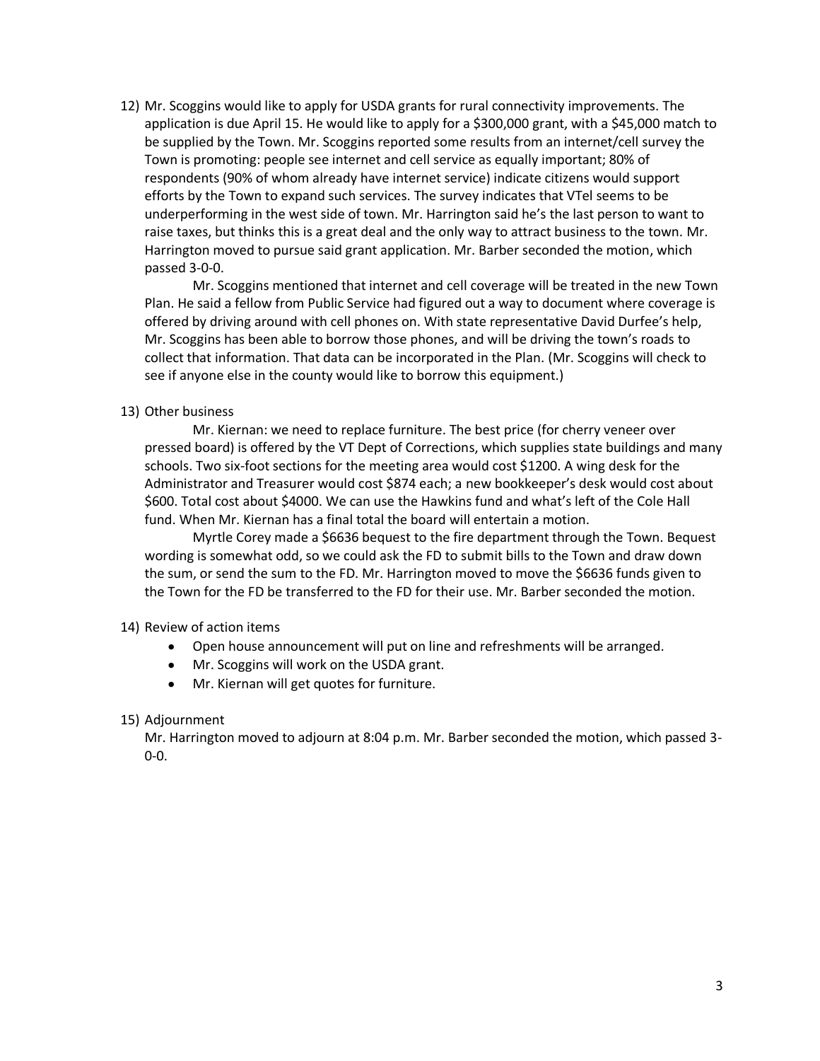12) Mr. Scoggins would like to apply for USDA grants for rural connectivity improvements. The application is due April 15. He would like to apply for a $300,000 grant, with a $45,000 match to be supplied by the Town. Mr. Scoggins reported some results from an internet/cell survey the Town is promoting: people see internet and cell service as equally important; 80% of respondents (90% of whom already have internet service) indicate citizens would support efforts by the Town to expand such services. The survey indicates that VTel seems to be underperforming in the west side of town. Mr. Harrington said he's the last person to want to raise taxes, but thinks this is a great deal and the only way to attract business to the town. Mr. Harrington moved to pursue said grant application. Mr. Barber seconded the motion, which passed 3-0-0.

    Mr. Scoggins mentioned that internet and cell coverage will be treated in the new Town Plan. He said a fellow from Public Service had figured out a way to document where coverage is offered by driving around with cell phones on. With state representative David Durfee's help, Mr. Scoggins has been able to borrow those phones, and will be driving the town's roads to collect that information. That data can be incorporated in the Plan. (Mr. Scoggins will check to see if anyone else in the county would like to borrow this equipment.)

13) Other business

    Mr. Kiernan: we need to replace furniture. The best price (for cherry veneer over pressed board) is offered by the VT Dept of Corrections, which supplies state buildings and many schools. Two six-foot sections for the meeting area would cost $1200. A wing desk for the Administrator and Treasurer would cost $874 each; a new bookkeeper's desk would cost about $600. Total cost about $4000. We can use the Hawkins fund and what's left of the Cole Hall fund. When Mr. Kiernan has a final total the board will entertain a motion.

    Myrtle Corey made a $6636 bequest to the fire department through the Town. Bequest wording is somewhat odd, so we could ask the FD to submit bills to the Town and draw down the sum, or send the sum to the FD. Mr. Harrington moved to move the $6636 funds given to the Town for the FD be transferred to the FD for their use. Mr. Barber seconded the motion.

14) Review of action items
    - Open house announcement will put on line and refreshments will be arranged.
    - Mr. Scoggins will work on the USDA grant.
    - Mr. Kiernan will get quotes for furniture.

15) Adjournment

    Mr. Harrington moved to adjourn at 8:04 p.m. Mr. Barber seconded the motion, which passed 3-0-0.